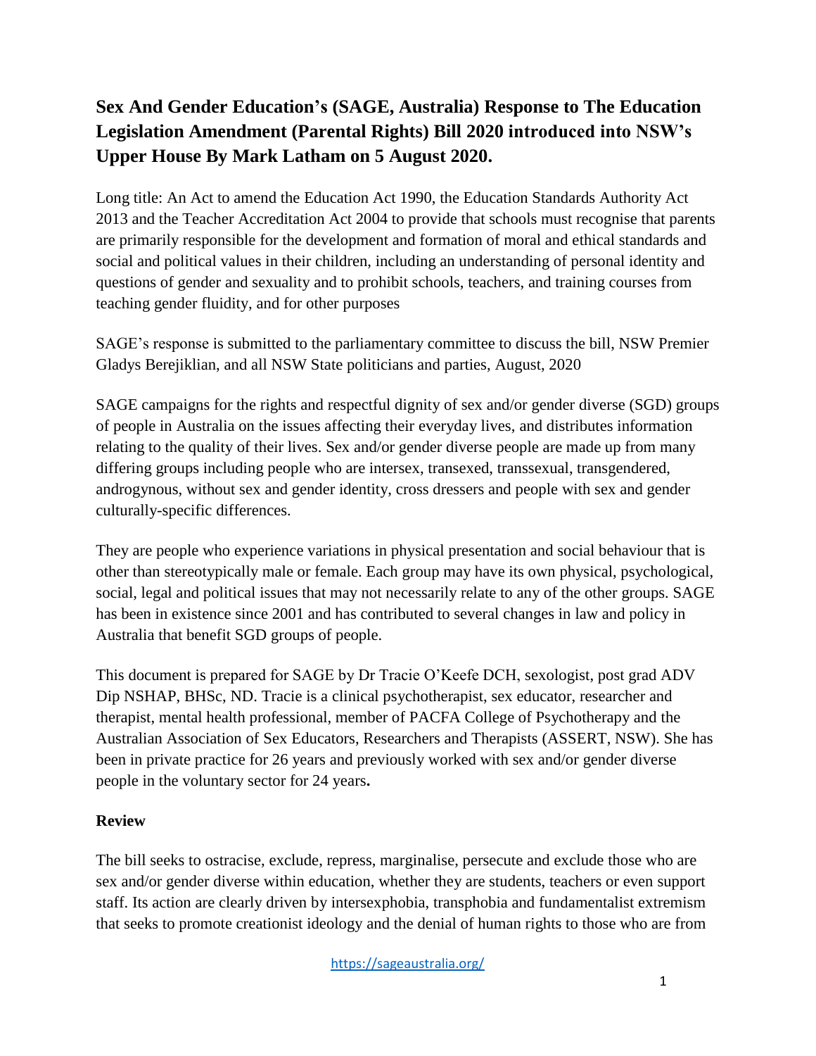# Sex And Gender Education's (SAGE, Australia) Response to The Education Legislation Amendment (Parental Rights) Bill 2020 introduced into NSW's Upper House By Mark Latham on 5 August 2020.

Long title: An Act to amend the Education Act 1990, the Education Standards Authority Act 2013 and the Teacher Accreditation Act 2004 to provide that schools must recognise that parents are primarily responsible for the development and formation of moral and ethical standards and social and political values in their children, including an understanding of personal identity and questions of gender and sexuality and to prohibit schools, teachers, and training courses from teaching gender fluidity, and for other purposes

SAGE's response is submitted to the parliamentary committee to discuss the bill, NSW Premier Gladys Berejiklian, and all NSW State politicians and parties, August, 2020

SAGE campaigns for the rights and respectful dignity of sex and/or gender diverse (SGD) groups of people in Australia on the issues affecting their everyday lives, and distributes information relating to the quality of their lives. Sex and/or gender diverse people are made up from many differing groups including people who are intersex, transexed, transsexual, transgendered, androgynous, without sex and gender identity, cross dressers and people with sex and gender culturally-specific differences.

They are people who experience variations in physical presentation and social behaviour that is other than stereotypically male or female. Each group may have its own physical, psychological, social, legal and political issues that may not necessarily relate to any of the other groups. SAGE has been in existence since 2001 and has contributed to several changes in law and policy in Australia that benefit SGD groups of people.

This document is prepared for SAGE by Dr Tracie O'Keefe DCH, sexologist, post grad ADV Dip NSHAP, BHSc, ND. Tracie is a clinical psychotherapist, sex educator, researcher and therapist, mental health professional, member of PACFA College of Psychotherapy and the Australian Association of Sex Educators, Researchers and Therapists (ASSERT, NSW). She has been in private practice for 26 years and previously worked with sex and/or gender diverse people in the voluntary sector for 24 years**.**

**Review**

The bill seeks to ostracise, exclude, repress, marginalise, persecute and exclude those who are sex and/or gender diverse within education, whether they are students, teachers or even support staff. Its action are clearly driven by intersexphobia, transphobia and fundamentalist extremism that seeks to promote creationist ideology and the denial of human rights to those who are from

https://sageaustralia.org/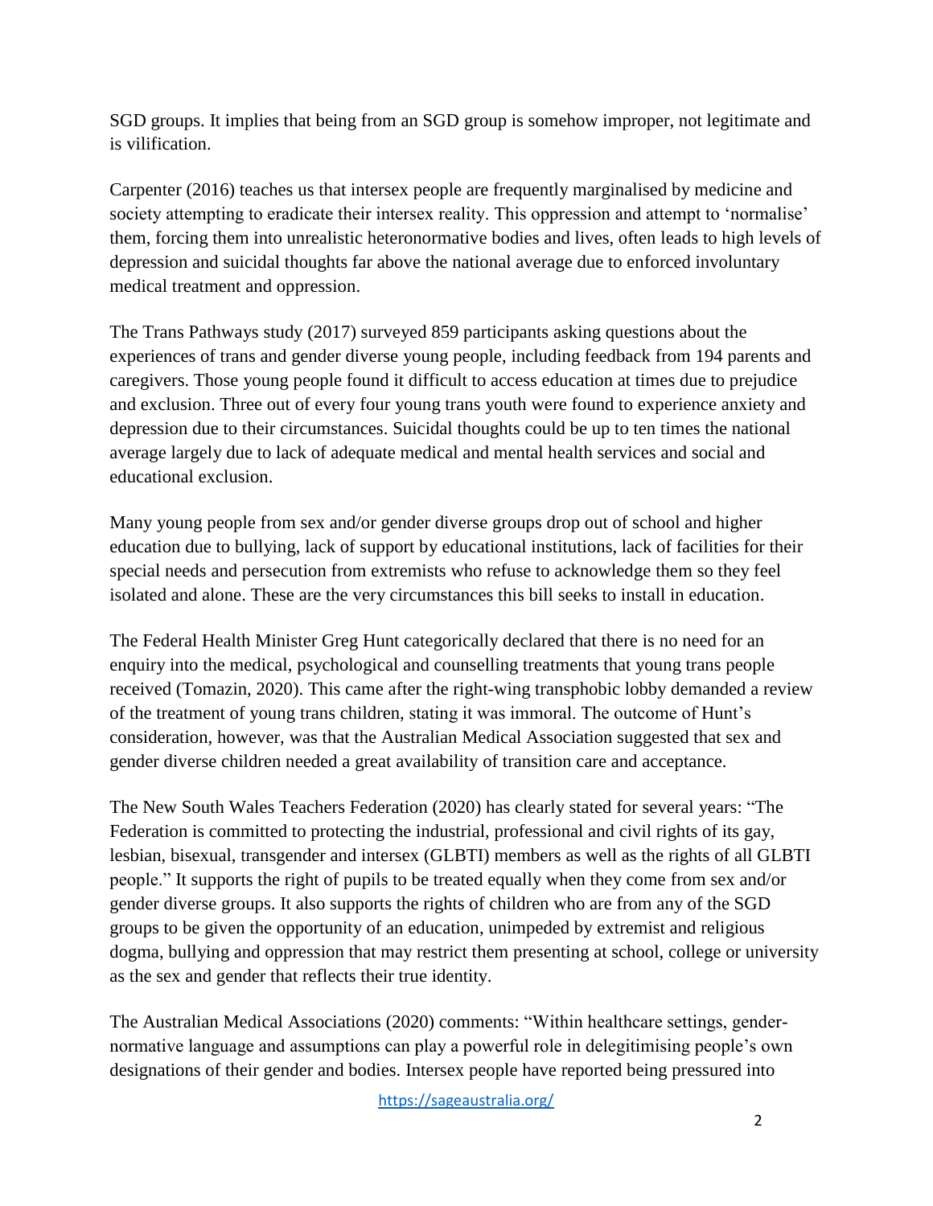SGD groups. It implies that being from an SGD group is somehow improper, not legitimate and is vilification.

Carpenter (2016) teaches us that intersex people are frequently marginalised by medicine and society attempting to eradicate their intersex reality. This oppression and attempt to 'normalise' them, forcing them into unrealistic heteronormative bodies and lives, often leads to high levels of depression and suicidal thoughts far above the national average due to enforced involuntary medical treatment and oppression.

The Trans Pathways study (2017) surveyed 859 participants asking questions about the experiences of trans and gender diverse young people, including feedback from 194 parents and caregivers. Those young people found it difficult to access education at times due to prejudice and exclusion. Three out of every four young trans youth were found to experience anxiety and depression due to their circumstances. Suicidal thoughts could be up to ten times the national average largely due to lack of adequate medical and mental health services and social and educational exclusion.

Many young people from sex and/or gender diverse groups drop out of school and higher education due to bullying, lack of support by educational institutions, lack of facilities for their special needs and persecution from extremists who refuse to acknowledge them so they feel isolated and alone. These are the very circumstances this bill seeks to install in education.

The Federal Health Minister Greg Hunt categorically declared that there is no need for an enquiry into the medical, psychological and counselling treatments that young trans people received (Tomazin, 2020). This came after the right-wing transphobic lobby demanded a review of the treatment of young trans children, stating it was immoral. The outcome of Hunt's consideration, however, was that the Australian Medical Association suggested that sex and gender diverse children needed a great availability of transition care and acceptance.

The New South Wales Teachers Federation (2020) has clearly stated for several years: "The Federation is committed to protecting the industrial, professional and civil rights of its gay, lesbian, bisexual, transgender and intersex (GLBTI) members as well as the rights of all GLBTI people." It supports the right of pupils to be treated equally when they come from sex and/or gender diverse groups. It also supports the rights of children who are from any of the SGD groups to be given the opportunity of an education, unimpeded by extremist and religious dogma, bullying and oppression that may restrict them presenting at school, college or university as the sex and gender that reflects their true identity.

The Australian Medical Associations (2020) comments: "Within healthcare settings, gender-normative language and assumptions can play a powerful role in delegitimising people's own designations of their gender and bodies. Intersex people have reported being pressured into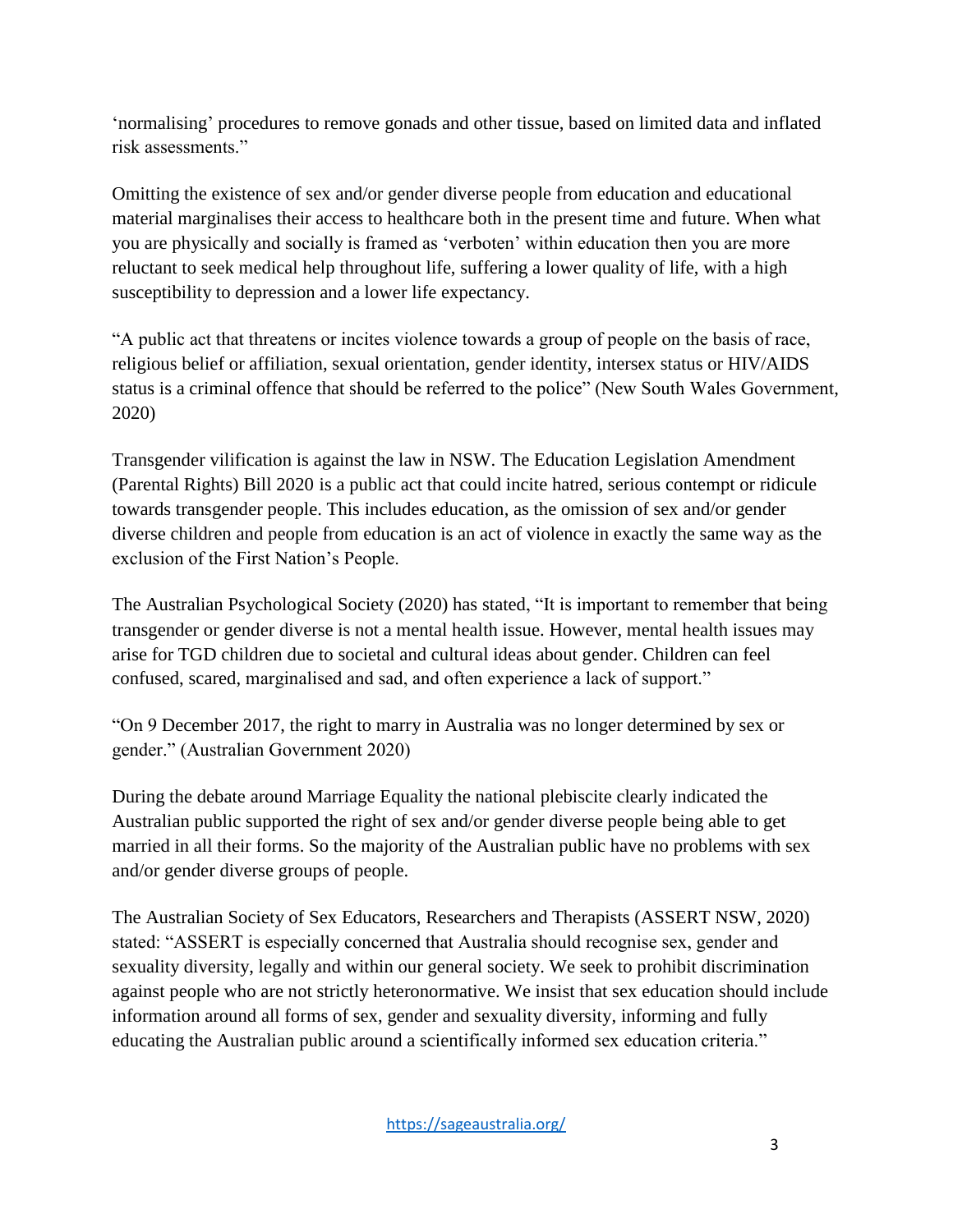'normalising' procedures to remove gonads and other tissue, based on limited data and inflated risk assessments."

Omitting the existence of sex and/or gender diverse people from education and educational material marginalises their access to healthcare both in the present time and future. When what you are physically and socially is framed as 'verboten' within education then you are more reluctant to seek medical help throughout life, suffering a lower quality of life, with a high susceptibility to depression and a lower life expectancy.

"A public act that threatens or incites violence towards a group of people on the basis of race, religious belief or affiliation, sexual orientation, gender identity, intersex status or HIV/AIDS status is a criminal offence that should be referred to the police" (New South Wales Government, 2020)

Transgender vilification is against the law in NSW. The Education Legislation Amendment (Parental Rights) Bill 2020 is a public act that could incite hatred, serious contempt or ridicule towards transgender people. This includes education, as the omission of sex and/or gender diverse children and people from education is an act of violence in exactly the same way as the exclusion of the First Nation's People.

The Australian Psychological Society (2020) has stated, "It is important to remember that being transgender or gender diverse is not a mental health issue. However, mental health issues may arise for TGD children due to societal and cultural ideas about gender. Children can feel confused, scared, marginalised and sad, and often experience a lack of support."

"On 9 December 2017, the right to marry in Australia was no longer determined by sex or gender." (Australian Government 2020)

During the debate around Marriage Equality the national plebiscite clearly indicated the Australian public supported the right of sex and/or gender diverse people being able to get married in all their forms. So the majority of the Australian public have no problems with sex and/or gender diverse groups of people.

The Australian Society of Sex Educators, Researchers and Therapists (ASSERT NSW, 2020) stated: "ASSERT is especially concerned that Australia should recognise sex, gender and sexuality diversity, legally and within our general society. We seek to prohibit discrimination against people who are not strictly heteronormative. We insist that sex education should include information around all forms of sex, gender and sexuality diversity, informing and fully educating the Australian public around a scientifically informed sex education criteria."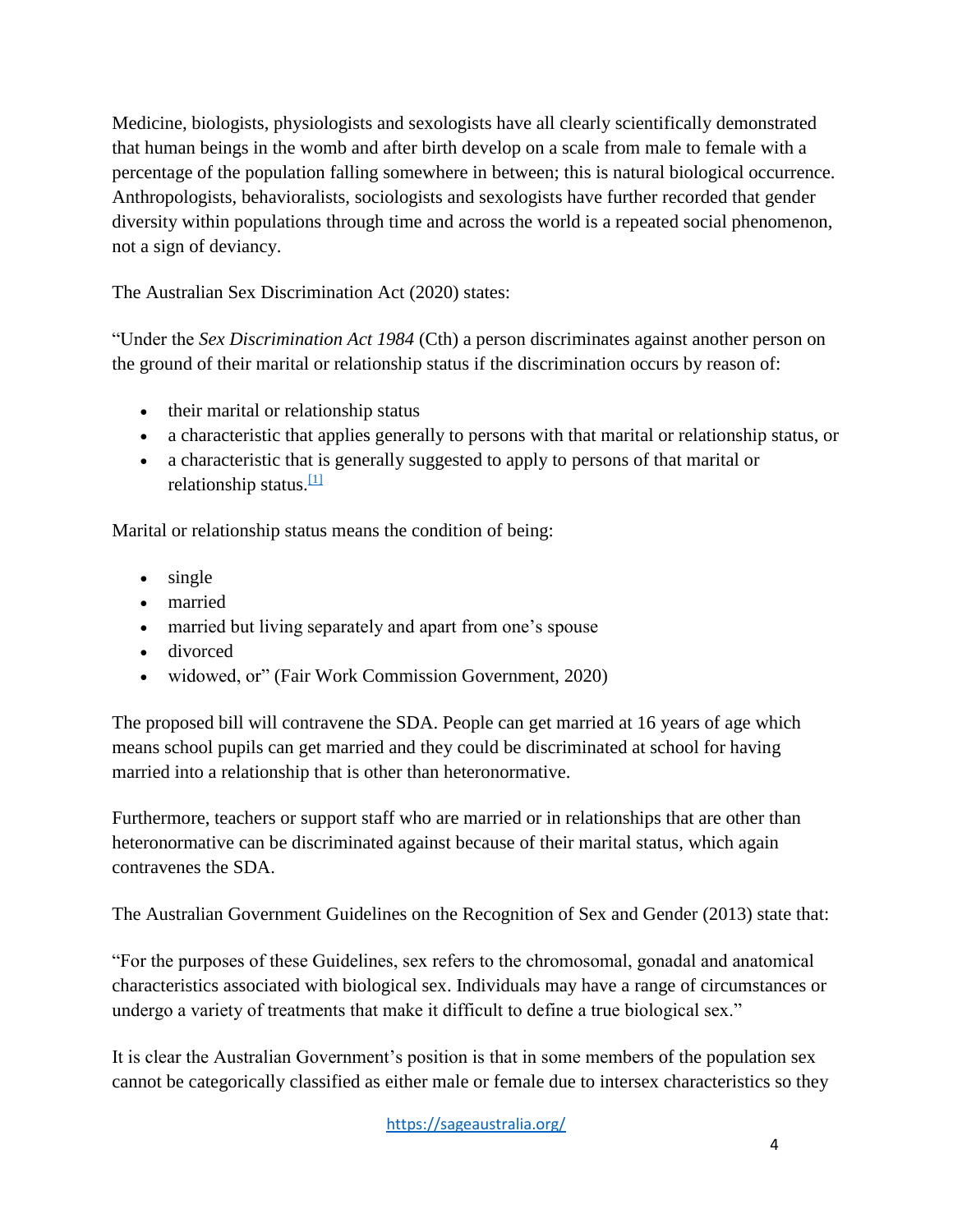Medicine, biologists, physiologists and sexologists have all clearly scientifically demonstrated that human beings in the womb and after birth develop on a scale from male to female with a percentage of the population falling somewhere in between; this is natural biological occurrence. Anthropologists, behavioralists, sociologists and sexologists have further recorded that gender diversity within populations through time and across the world is a repeated social phenomenon, not a sign of deviancy.

The Australian Sex Discrimination Act (2020) states:

"Under the *Sex Discrimination Act 1984* (Cth) a person discriminates against another person on the ground of their marital or relationship status if the discrimination occurs by reason of:

- their marital or relationship status
- a characteristic that applies generally to persons with that marital or relationship status, or
- a characteristic that is generally suggested to apply to persons of that marital or relationship status.[1]

Marital or relationship status means the condition of being:

- single
- married
- married but living separately and apart from one's spouse
- divorced
- widowed, or" (Fair Work Commission Government, 2020)

The proposed bill will contravene the SDA. People can get married at 16 years of age which means school pupils can get married and they could be discriminated at school for having married into a relationship that is other than heteronormative.

Furthermore, teachers or support staff who are married or in relationships that are other than heteronormative can be discriminated against because of their marital status, which again contravenes the SDA.

The Australian Government Guidelines on the Recognition of Sex and Gender (2013) state that:

"For the purposes of these Guidelines, sex refers to the chromosomal, gonadal and anatomical characteristics associated with biological sex. Individuals may have a range of circumstances or undergo a variety of treatments that make it difficult to define a true biological sex."

It is clear the Australian Government's position is that in some members of the population sex cannot be categorically classified as either male or female due to intersex characteristics so they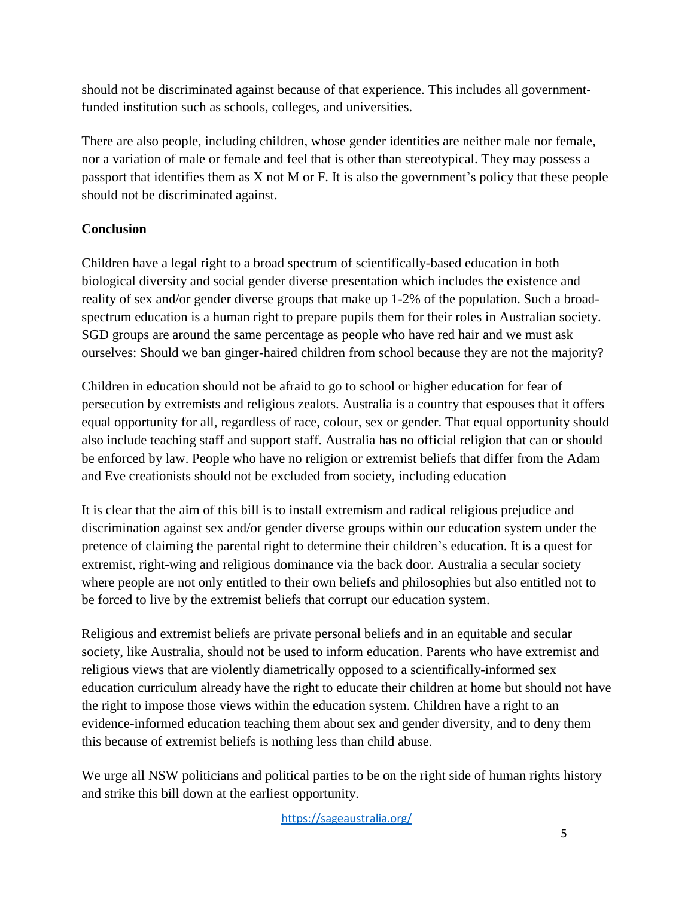should not be discriminated against because of that experience. This includes all government-funded institution such as schools, colleges, and universities.

There are also people, including children, whose gender identities are neither male nor female, nor a variation of male or female and feel that is other than stereotypical. They may possess a passport that identifies them as X not M or F. It is also the government's policy that these people should not be discriminated against.

**Conclusion**

Children have a legal right to a broad spectrum of scientifically-based education in both biological diversity and social gender diverse presentation which includes the existence and reality of sex and/or gender diverse groups that make up 1-2% of the population. Such a broad-spectrum education is a human right to prepare pupils them for their roles in Australian society. SGD groups are around the same percentage as people who have red hair and we must ask ourselves: Should we ban ginger-haired children from school because they are not the majority?

Children in education should not be afraid to go to school or higher education for fear of persecution by extremists and religious zealots. Australia is a country that espouses that it offers equal opportunity for all, regardless of race, colour, sex or gender. That equal opportunity should also include teaching staff and support staff. Australia has no official religion that can or should be enforced by law. People who have no religion or extremist beliefs that differ from the Adam and Eve creationists should not be excluded from society, including education

It is clear that the aim of this bill is to install extremism and radical religious prejudice and discrimination against sex and/or gender diverse groups within our education system under the pretence of claiming the parental right to determine their children's education. It is a quest for extremist, right-wing and religious dominance via the back door. Australia a secular society where people are not only entitled to their own beliefs and philosophies but also entitled not to be forced to live by the extremist beliefs that corrupt our education system.

Religious and extremist beliefs are private personal beliefs and in an equitable and secular society, like Australia, should not be used to inform education. Parents who have extremist and religious views that are violently diametrically opposed to a scientifically-informed sex education curriculum already have the right to educate their children at home but should not have the right to impose those views within the education system. Children have a right to an evidence-informed education teaching them about sex and gender diversity, and to deny them this because of extremist beliefs is nothing less than child abuse.

We urge all NSW politicians and political parties to be on the right side of human rights history and strike this bill down at the earliest opportunity.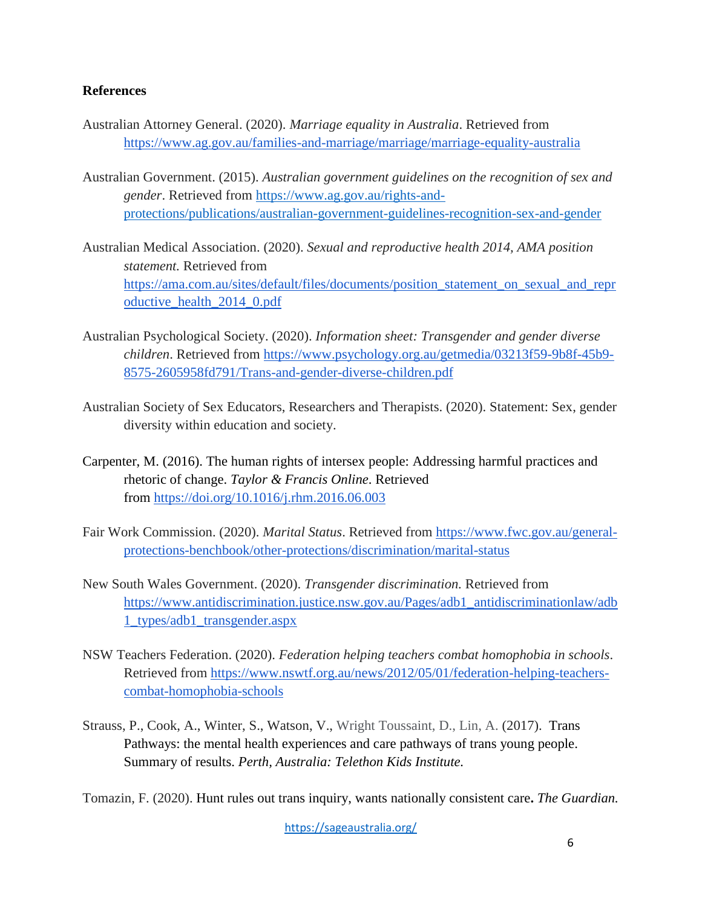**References**

Australian Attorney General. (2020). *Marriage equality in Australia*. Retrieved from https://www.ag.gov.au/families-and-marriage/marriage/marriage-equality-australia

Australian Government. (2015). *Australian government guidelines on the recognition of sex and gender*. Retrieved from https://www.ag.gov.au/rights-and-protections/publications/australian-government-guidelines-recognition-sex-and-gender

Australian Medical Association. (2020). *Sexual and reproductive health 2014, AMA position statement.* Retrieved from https://ama.com.au/sites/default/files/documents/position_statement_on_sexual_and_reproductive_health_2014_0.pdf

Australian Psychological Society. (2020). *Information sheet: Transgender and gender diverse children*. Retrieved from https://www.psychology.org.au/getmedia/03213f59-9b8f-45b9-8575-2605958fd791/Trans-and-gender-diverse-children.pdf

Australian Society of Sex Educators, Researchers and Therapists. (2020). Statement: Sex, gender diversity within education and society.

Carpenter, M. (2016). The human rights of intersex people: Addressing harmful practices and rhetoric of change. *Taylor & Francis Online*. Retrieved from https://doi.org/10.1016/j.rhm.2016.06.003

Fair Work Commission. (2020). *Marital Status*. Retrieved from https://www.fwc.gov.au/general-protections-benchbook/other-protections/discrimination/marital-status

New South Wales Government. (2020). *Transgender discrimination.* Retrieved from https://www.antidiscrimination.justice.nsw.gov.au/Pages/adb1_antidiscriminationlaw/adb1_types/adb1_transgender.aspx

NSW Teachers Federation. (2020). *Federation helping teachers combat homophobia in schools*. Retrieved from https://www.nswtf.org.au/news/2012/05/01/federation-helping-teachers-combat-homophobia-schools

Strauss, P., Cook, A., Winter, S., Watson, V., Wright Toussaint, D., Lin, A. (2017). Trans Pathways: the mental health experiences and care pathways of trans young people. Summary of results. *Perth, Australia: Telethon Kids Institute.*

Tomazin, F. (2020). Hunt rules out trans inquiry, wants nationally consistent care**.** *The Guardian.*

https://sageaustralia.org/